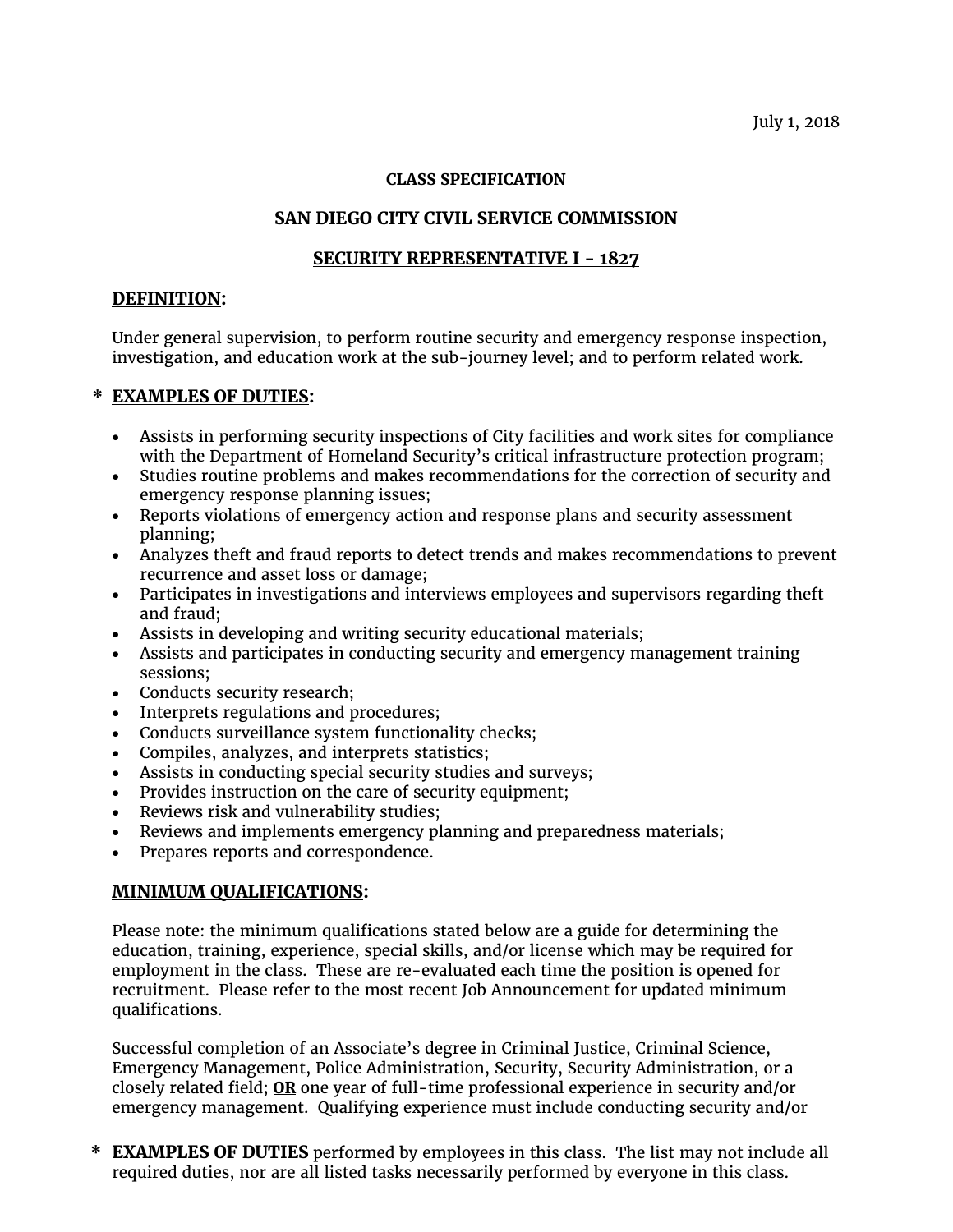July 1, 2018

**CLASS SPECIFICATION**

**SAN DIEGO CITY CIVIL SERVICE COMMISSION**

**SECURITY REPRESENTATIVE I - 1827**

## DEFINITION:

Under general supervision, to perform routine security and emergency response inspection, investigation, and education work at the sub-journey level; and to perform related work.

## * EXAMPLES OF DUTIES:

- Assists in performing security inspections of City facilities and work sites for compliance with the Department of Homeland Security's critical infrastructure protection program;
- Studies routine problems and makes recommendations for the correction of security and emergency response planning issues;
- Reports violations of emergency action and response plans and security assessment planning;
- Analyzes theft and fraud reports to detect trends and makes recommendations to prevent recurrence and asset loss or damage;
- Participates in investigations and interviews employees and supervisors regarding theft and fraud;
- Assists in developing and writing security educational materials;
- Assists and participates in conducting security and emergency management training sessions;
- Conducts security research;
- Interprets regulations and procedures;
- Conducts surveillance system functionality checks;
- Compiles, analyzes, and interprets statistics;
- Assists in conducting special security studies and surveys;
- Provides instruction on the care of security equipment;
- Reviews risk and vulnerability studies;
- Reviews and implements emergency planning and preparedness materials;
- Prepares reports and correspondence.

## MINIMUM QUALIFICATIONS:

Please note: the minimum qualifications stated below are a guide for determining the education, training, experience, special skills, and/or license which may be required for employment in the class. These are re-evaluated each time the position is opened for recruitment. Please refer to the most recent Job Announcement for updated minimum qualifications.

Successful completion of an Associate's degree in Criminal Justice, Criminal Science, Emergency Management, Police Administration, Security, Security Administration, or a closely related field; **OR** one year of full-time professional experience in security and/or emergency management. Qualifying experience must include conducting security and/or

\* **EXAMPLES OF DUTIES** performed by employees in this class. The list may not include all required duties, nor are all listed tasks necessarily performed by everyone in this class.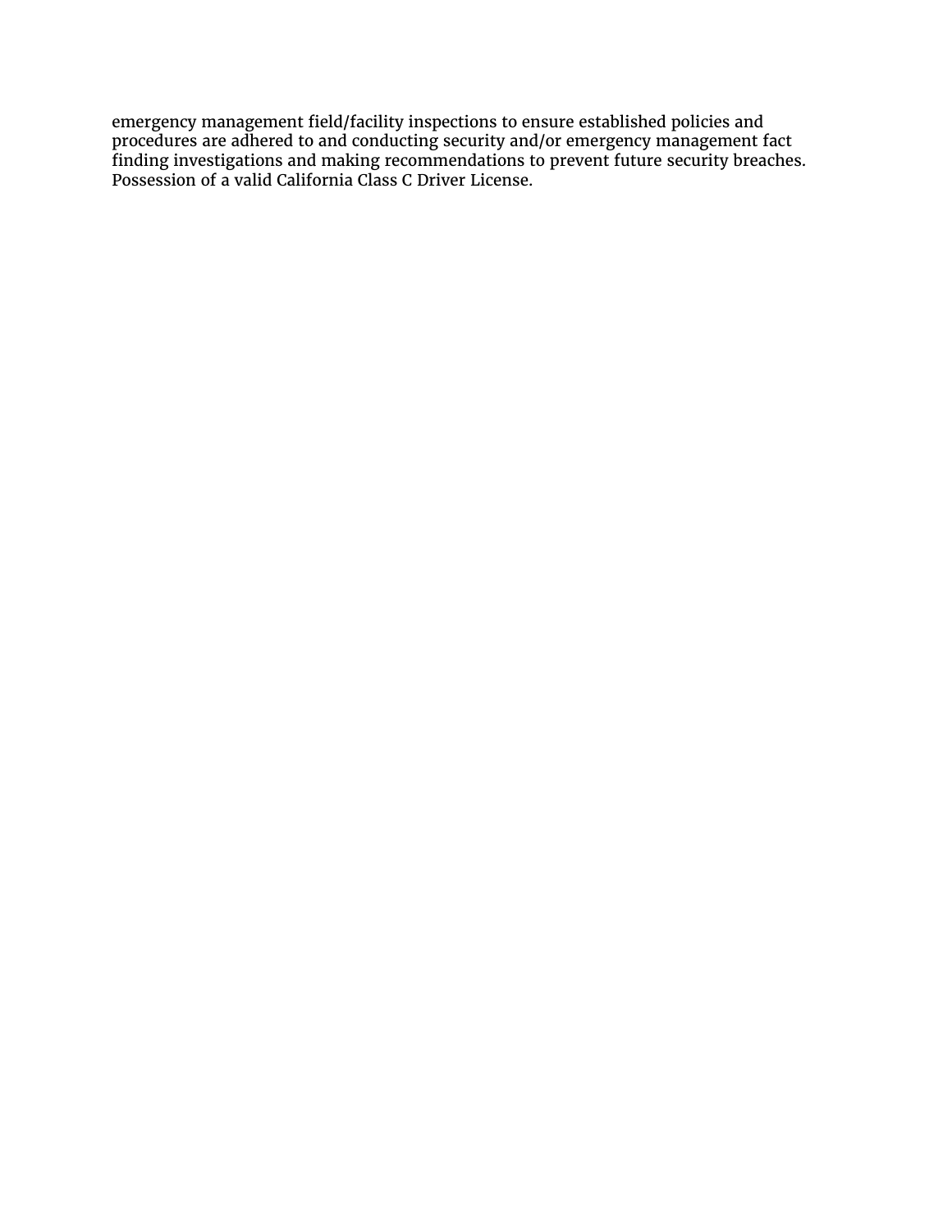emergency management field/facility inspections to ensure established policies and procedures are adhered to and conducting security and/or emergency management fact finding investigations and making recommendations to prevent future security breaches. Possession of a valid California Class C Driver License.